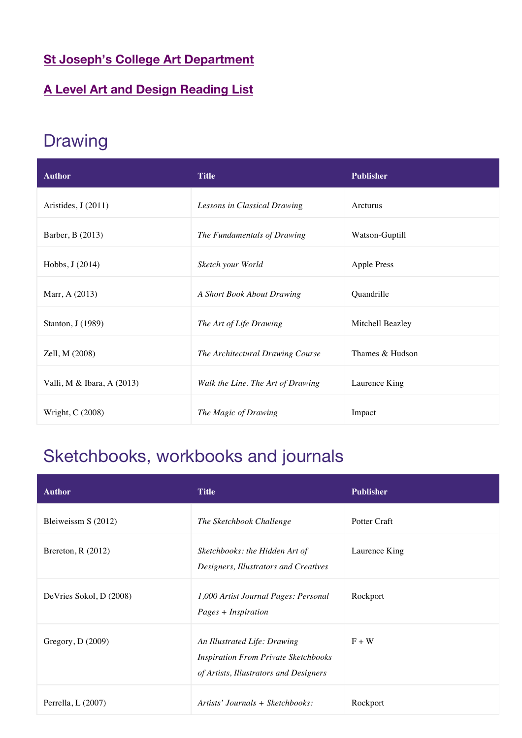**St Joseph's College Art Department**

**A Level Art and Design Reading List**

## Drawing

| Author | Title | Publisher |
| --- | --- | --- |
| Aristides, J (2011) | *Lessons in Classical Drawing* | Arcturus |
| Barber, B (2013) | *The Fundamentals of Drawing* | Watson-Guptill |
| Hobbs, J (2014) | *Sketch your World* | Apple Press |
| Marr, A (2013) | *A Short Book About Drawing* | Quandrille |
| Stanton, J (1989) | *The Art of Life Drawing* | Mitchell Beazley |
| Zell, M (2008) | *The Architectural Drawing Course* | Thames & Hudson |
| Valli, M & Ibara, A (2013) | *Walk the Line. The Art of Drawing* | Laurence King |
| Wright, C (2008) | *The Magic of Drawing* | Impact |

## Sketchbooks, workbooks and journals

| Author | Title | Publisher |
| --- | --- | --- |
| Bleiweissm S (2012) | *The Sketchbook Challenge* | Potter Craft |
| Brereton, R (2012) | *Sketchbooks: the Hidden Art of Designers, Illustrators and Creatives* | Laurence King |
| DeVries Sokol, D (2008) | *1,000 Artist Journal Pages: Personal Pages + Inspiration* | Rockport |
| Gregory, D (2009) | *An Illustrated Life: Drawing Inspiration From Private Sketchbooks of Artists, Illustrators and Designers* | F + W |
| Perrella, L (2007) | *Artists' Journals + Sketchbooks:* | Rockport |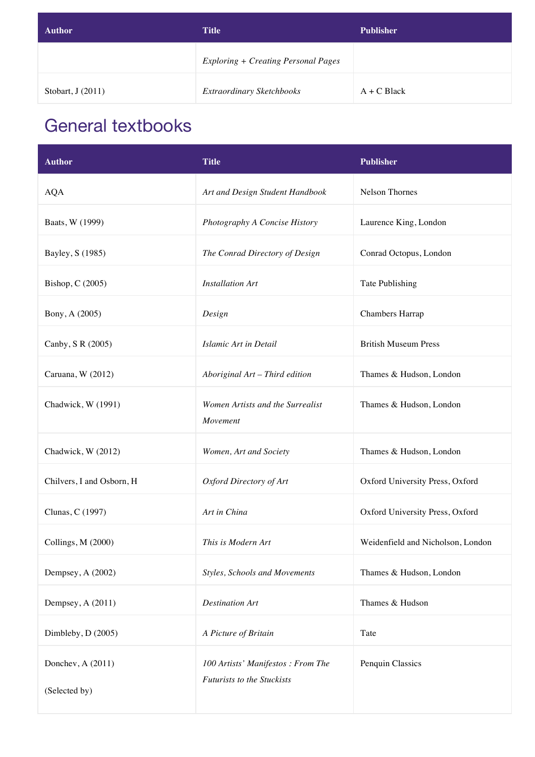| Author | Title | Publisher |
| --- | --- | --- |
| | *Exploring + Creating Personal Pages* | |
| Stobart, J (2011) | *Extraordinary Sketchbooks* | A + C Black |

## General textbooks

| Author | Title | Publisher |
| --- | --- | --- |
| AQA | *Art and Design Student Handbook* | Nelson Thornes |
| Baats, W (1999) | *Photography A Concise History* | Laurence King, London |
| Bayley, S (1985) | *The Conrad Directory of Design* | Conrad Octopus, London |
| Bishop, C (2005) | *Installation Art* | Tate Publishing |
| Bony, A (2005) | *Design* | Chambers Harrap |
| Canby, S R (2005) | *Islamic Art in Detail* | British Museum Press |
| Caruana, W (2012) | *Aboriginal Art – Third edition* | Thames & Hudson, London |
| Chadwick, W (1991) | *Women Artists and the Surrealist Movement* | Thames & Hudson, London |
| Chadwick, W (2012) | *Women, Art and Society* | Thames & Hudson, London |
| Chilvers, I and Osborn, H | *Oxford Directory of Art* | Oxford University Press, Oxford |
| Clunas, C (1997) | *Art in China* | Oxford University Press, Oxford |
| Collings, M (2000) | *This is Modern Art* | Weidenfield and Nicholson, London |
| Dempsey, A (2002) | *Styles, Schools and Movements* | Thames & Hudson, London |
| Dempsey, A (2011) | *Destination Art* | Thames & Hudson |
| Dimbleby, D (2005) | *A Picture of Britain* | Tate |
| Donchev, A (2011) (Selected by) | *100 Artists' Manifestos : From The Futurists to the Stuckists* | Penquin Classics |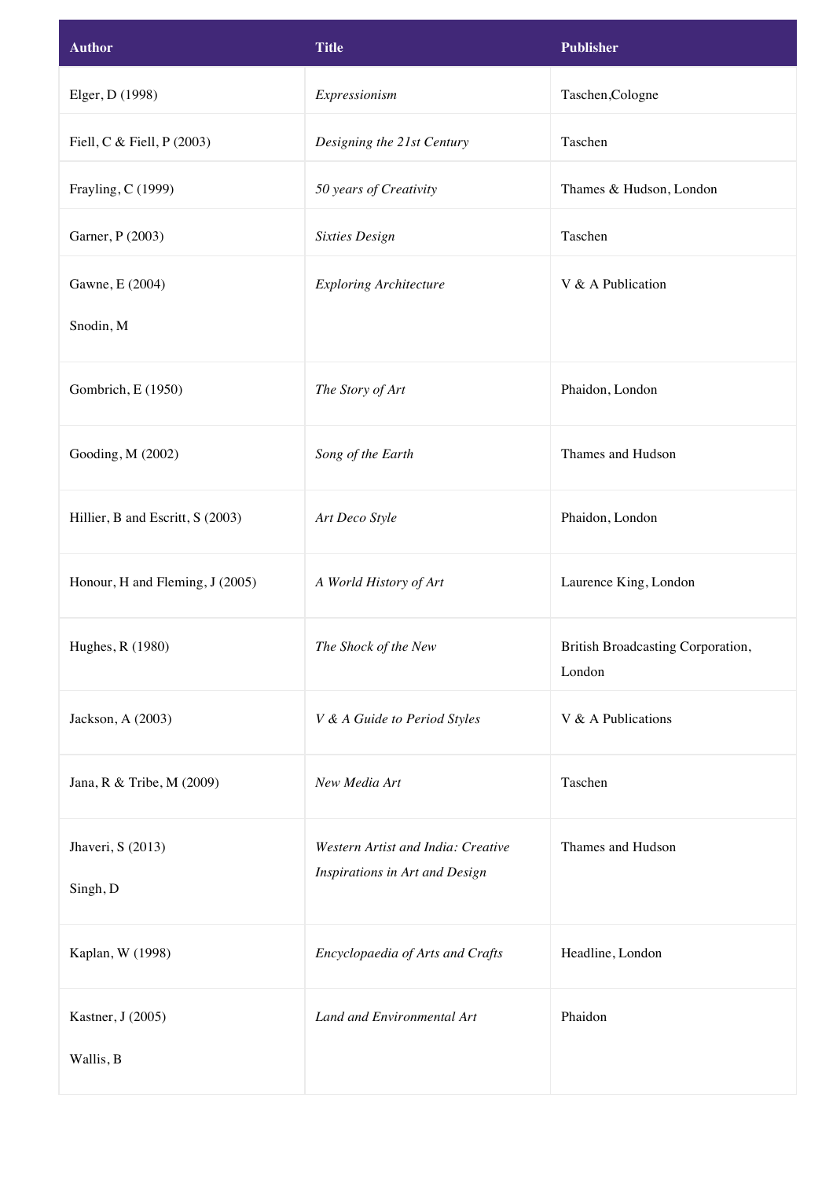| Author | Title | Publisher |
| --- | --- | --- |
| Elger, D (1998) | *Expressionism* | Taschen,Cologne |
| Fiell, C & Fiell, P (2003) | *Designing the 21st Century* | Taschen |
| Frayling, C (1999) | *50 years of Creativity* | Thames & Hudson, London |
| Garner, P (2003) | *Sixties Design* | Taschen |
| Gawne, E (2004) Snodin, M | *Exploring Architecture* | V & A Publication |
| Gombrich, E (1950) | *The Story of Art* | Phaidon, London |
| Gooding, M (2002) | *Song of the Earth* | Thames and Hudson |
| Hillier, B and Escritt, S (2003) | *Art Deco Style* | Phaidon, London |
| Honour, H and Fleming, J (2005) | *A World History of Art* | Laurence King, London |
| Hughes, R (1980) | *The Shock of the New* | British Broadcasting Corporation, London |
| Jackson, A (2003) | *V & A Guide to Period Styles* | V & A Publications |
| Jana, R & Tribe, M (2009) | *New Media Art* | Taschen |
| Jhaveri, S (2013) Singh, D | *Western Artist and India: Creative Inspirations in Art and Design* | Thames and Hudson |
| Kaplan, W (1998) | *Encyclopaedia of Arts and Crafts* | Headline, London |
| Kastner, J (2005) Wallis, B | *Land and Environmental Art* | Phaidon |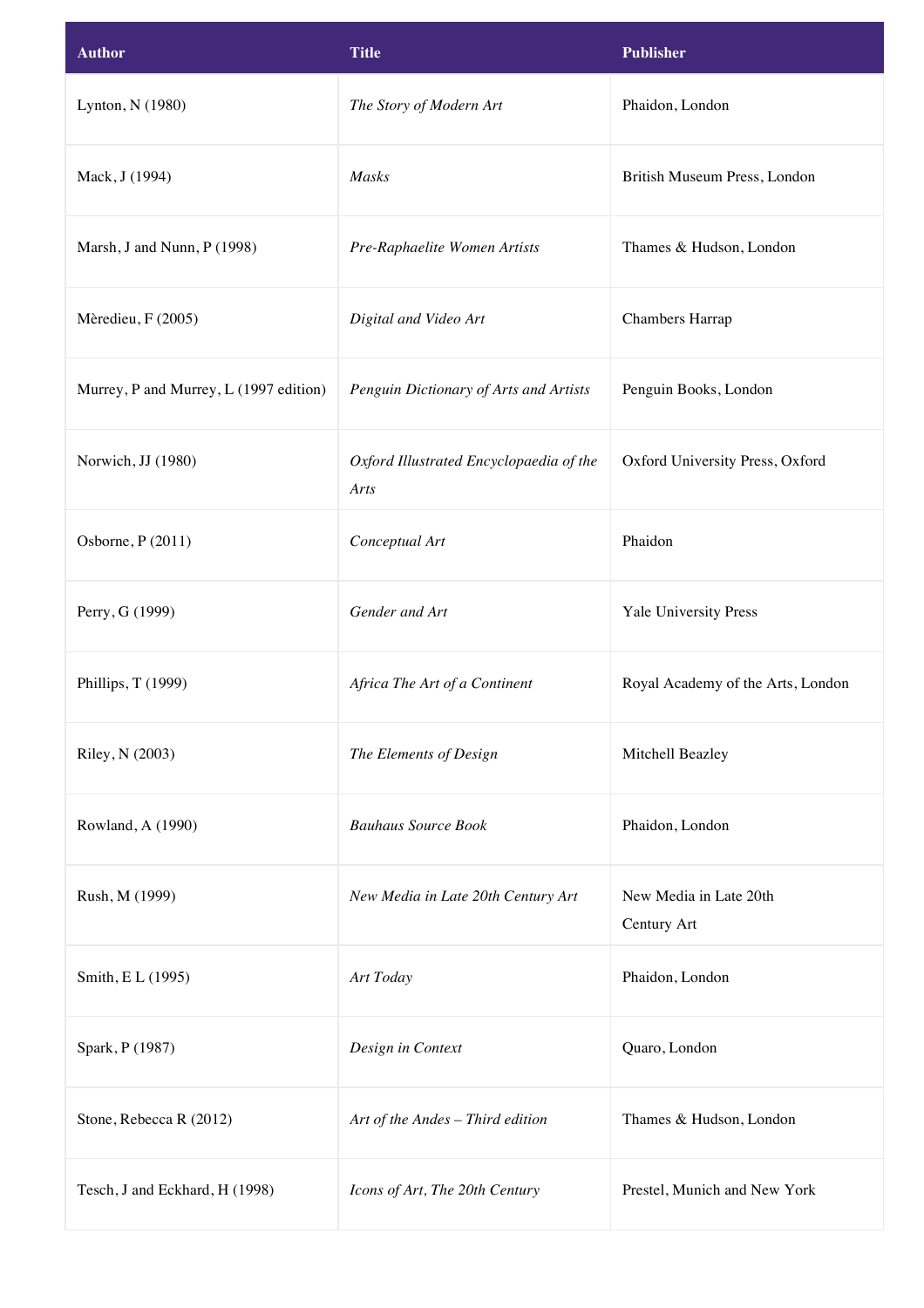| Author | Title | Publisher |
| --- | --- | --- |
| Lynton, N (1980) | *The Story of Modern Art* | Phaidon, London |
| Mack, J (1994) | *Masks* | British Museum Press, London |
| Marsh, J and Nunn, P (1998) | *Pre-Raphaelite Women Artists* | Thames & Hudson, London |
| Mèredieu, F (2005) | *Digital and Video Art* | Chambers Harrap |
| Murrey, P and Murrey, L (1997 edition) | *Penguin Dictionary of Arts and Artists* | Penguin Books, London |
| Norwich, JJ (1980) | *Oxford Illustrated Encyclopaedia of the Arts* | Oxford University Press, Oxford |
| Osborne, P (2011) | *Conceptual Art* | Phaidon |
| Perry, G (1999) | *Gender and Art* | Yale University Press |
| Phillips, T (1999) | *Africa The Art of a Continent* | Royal Academy of the Arts, London |
| Riley, N (2003) | *The Elements of Design* | Mitchell Beazley |
| Rowland, A (1990) | *Bauhaus Source Book* | Phaidon, London |
| Rush, M (1999) | *New Media in Late 20th Century Art* | New Media in Late 20th Century Art |
| Smith, E L (1995) | *Art Today* | Phaidon, London |
| Spark, P (1987) | *Design in Context* | Quaro, London |
| Stone, Rebecca R (2012) | *Art of the Andes – Third edition* | Thames & Hudson, London |
| Tesch, J and Eckhard, H (1998) | *Icons of Art, The 20th Century* | Prestel, Munich and New York |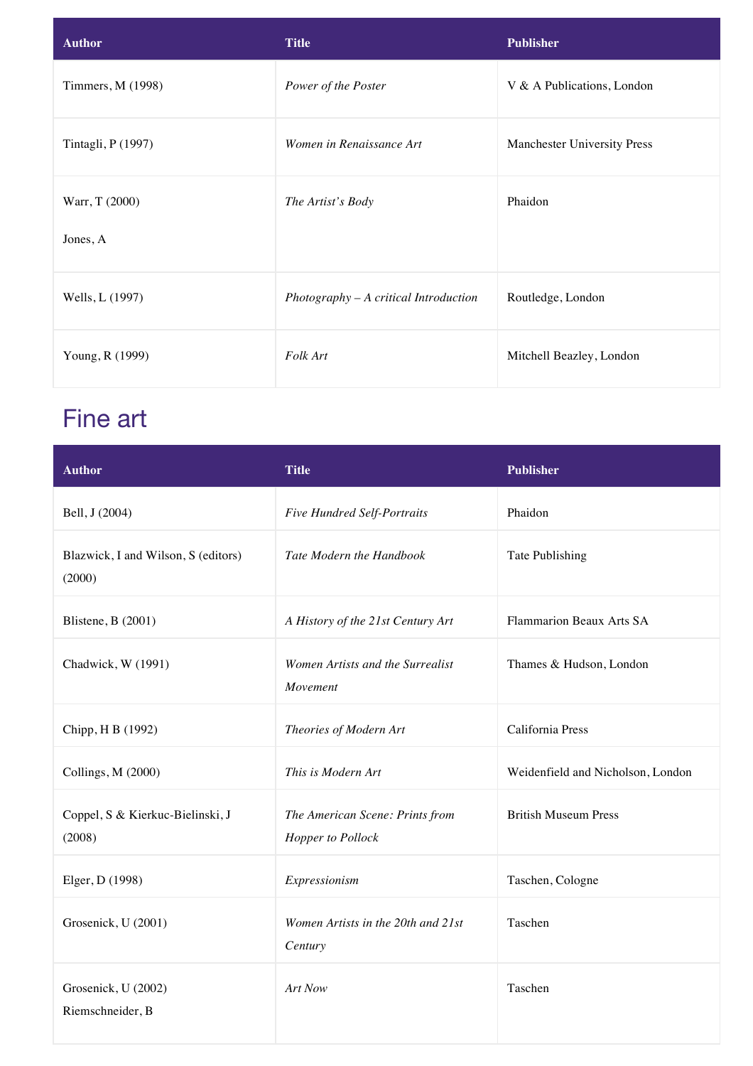| Author | Title | Publisher |
| --- | --- | --- |
| Timmers, M (1998) | *Power of the Poster* | V & A Publications, London |
| Tintagli, P (1997) | *Women in Renaissance Art* | Manchester University Press |
| Warr, T (2000)<br><br>Jones, A | *The Artist's Body* | Phaidon |
| Wells, L (1997) | *Photography – A critical Introduction* | Routledge, London |
| Young, R (1999) | *Folk Art* | Mitchell Beazley, London |

## Fine art

| Author | Title | Publisher |
| --- | --- | --- |
| Bell, J (2004) | *Five Hundred Self-Portraits* | Phaidon |
| Blazwick, I and Wilson, S (editors) (2000) | *Tate Modern the Handbook* | Tate Publishing |
| Blistene, B (2001) | *A History of the 21st Century Art* | Flammarion Beaux Arts SA |
| Chadwick, W (1991) | *Women Artists and the Surrealist Movement* | Thames & Hudson, London |
| Chipp, H B (1992) | *Theories of Modern Art* | California Press |
| Collings, M (2000) | *This is Modern Art* | Weidenfield and Nicholson, London |
| Coppel, S & Kierkuc-Bielinski, J (2008) | *The American Scene: Prints from Hopper to Pollock* | British Museum Press |
| Elger, D (1998) | *Expressionism* | Taschen, Cologne |
| Grosenick, U (2001) | *Women Artists in the 20th and 21st Century* | Taschen |
| Grosenick, U (2002)<br>Riemschneider, B | *Art Now* | Taschen |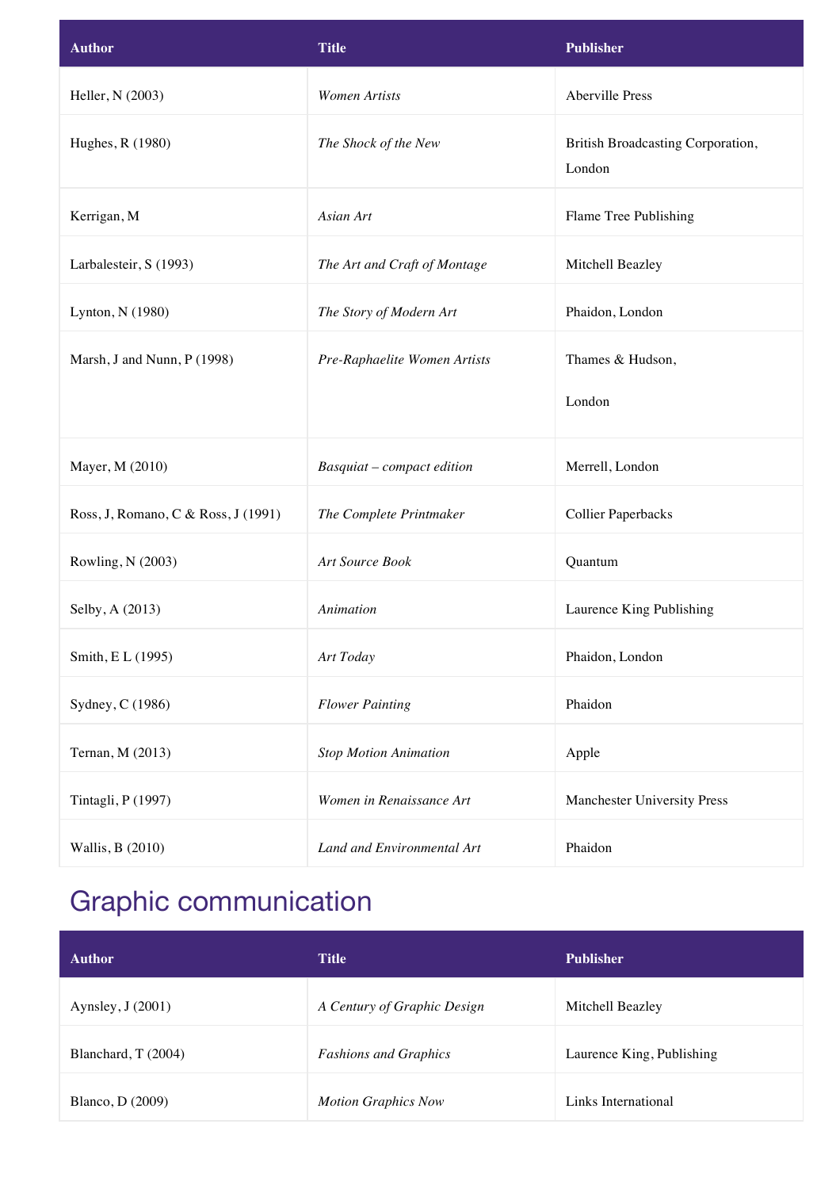| Author | Title | Publisher |
| --- | --- | --- |
| Heller, N (2003) | *Women Artists* | Aberville Press |
| Hughes, R (1980) | *The Shock of the New* | British Broadcasting Corporation, London |
| Kerrigan, M | *Asian Art* | Flame Tree Publishing |
| Larbalesteir, S (1993) | *The Art and Craft of Montage* | Mitchell Beazley |
| Lynton, N (1980) | *The Story of Modern Art* | Phaidon, London |
| Marsh, J and Nunn, P (1998) | *Pre-Raphaelite Women Artists* | Thames & Hudson, London |
| Mayer, M (2010) | *Basquiat – compact edition* | Merrell, London |
| Ross, J, Romano, C & Ross, J (1991) | *The Complete Printmaker* | Collier Paperbacks |
| Rowling, N (2003) | *Art Source Book* | Quantum |
| Selby, A (2013) | *Animation* | Laurence King Publishing |
| Smith, E L (1995) | *Art Today* | Phaidon, London |
| Sydney, C (1986) | *Flower Painting* | Phaidon |
| Ternan, M (2013) | *Stop Motion Animation* | Apple |
| Tintagli, P (1997) | *Women in Renaissance Art* | Manchester University Press |
| Wallis, B (2010) | *Land and Environmental Art* | Phaidon |

## Graphic communication

| Author | Title | Publisher |
| --- | --- | --- |
| Aynsley, J (2001) | *A Century of Graphic Design* | Mitchell Beazley |
| Blanchard, T (2004) | *Fashions and Graphics* | Laurence King, Publishing |
| Blanco, D (2009) | *Motion Graphics Now* | Links International |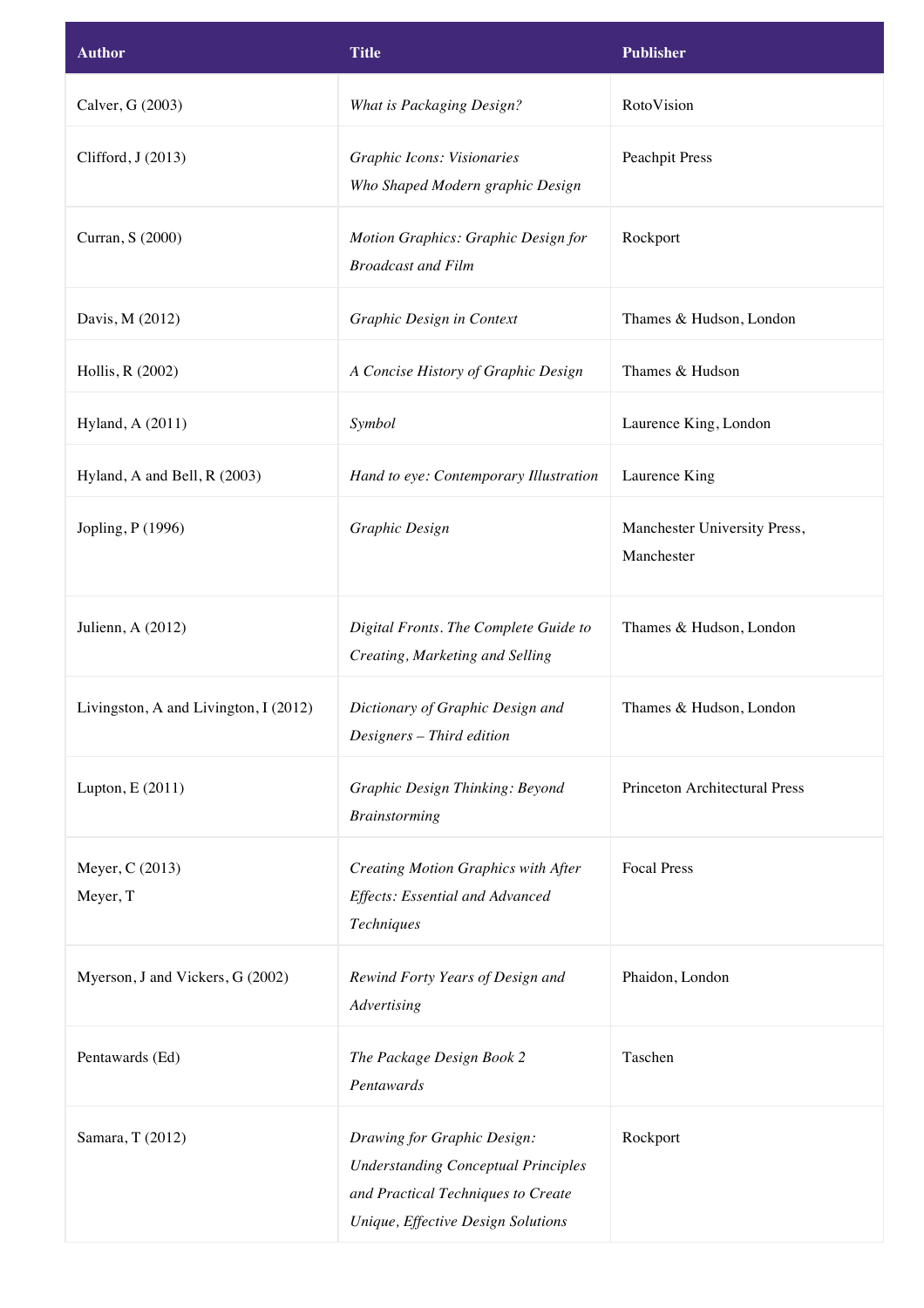| Author | Title | Publisher |
|---|---|---|
| Calver, G (2003) | *What is Packaging Design?* | RotoVision |
| Clifford, J (2013) | *Graphic Icons: Visionaries Who Shaped Modern graphic Design* | Peachpit Press |
| Curran, S (2000) | *Motion Graphics: Graphic Design for Broadcast and Film* | Rockport |
| Davis, M (2012) | *Graphic Design in Context* | Thames & Hudson, London |
| Hollis, R (2002) | *A Concise History of Graphic Design* | Thames & Hudson |
| Hyland, A (2011) | *Symbol* | Laurence King, London |
| Hyland, A and Bell, R (2003) | *Hand to eye: Contemporary Illustration* | Laurence King |
| Jopling, P (1996) | *Graphic Design* | Manchester University Press, Manchester |
| Julienn, A (2012) | *Digital Fronts. The Complete Guide to Creating, Marketing and Selling* | Thames & Hudson, London |
| Livingston, A and Livington, I (2012) | *Dictionary of Graphic Design and Designers – Third edition* | Thames & Hudson, London |
| Lupton, E (2011) | *Graphic Design Thinking: Beyond Brainstorming* | Princeton Architectural Press |
| Meyer, C (2013)<br>Meyer, T | *Creating Motion Graphics with After Effects: Essential and Advanced Techniques* | Focal Press |
| Myerson, J and Vickers, G (2002) | *Rewind Forty Years of Design and Advertising* | Phaidon, London |
| Pentawards (Ed) | *The Package Design Book 2 Pentawards* | Taschen |
| Samara, T (2012) | *Drawing for Graphic Design: Understanding Conceptual Principles and Practical Techniques to Create Unique, Effective Design Solutions* | Rockport |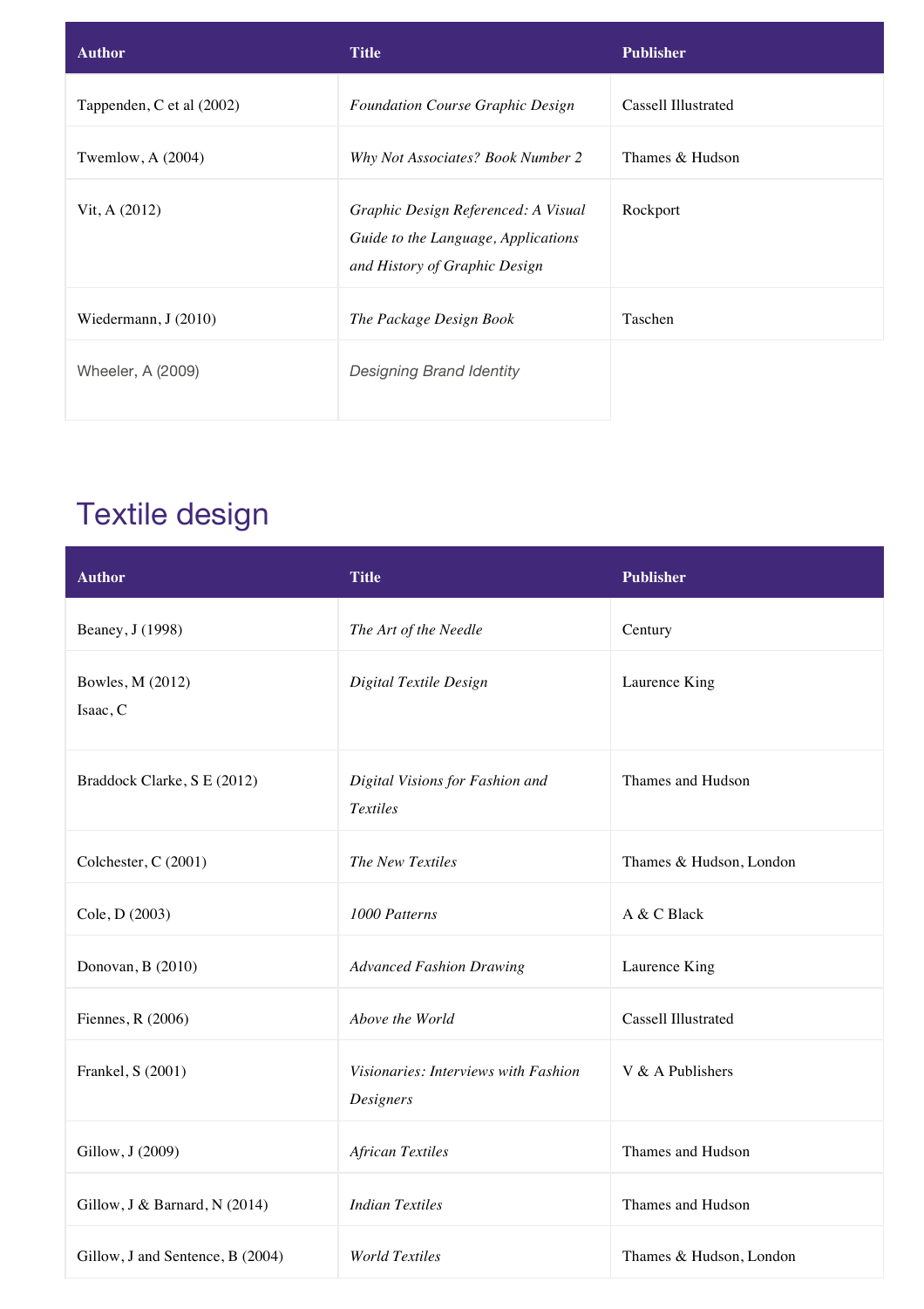| Author | Title | Publisher |
| --- | --- | --- |
| Tappenden, C et al (2002) | *Foundation Course Graphic Design* | Cassell Illustrated |
| Twemlow, A (2004) | *Why Not Associates? Book Number 2* | Thames & Hudson |
| Vit, A (2012) | *Graphic Design Referenced: A Visual Guide to the Language, Applications and History of Graphic Design* | Rockport |
| Wiedermann, J (2010) | *The Package Design Book* | Taschen |
| Wheeler, A (2009) | *Designing Brand Identity* | |

## Textile design

| Author | Title | Publisher |
| --- | --- | --- |
| Beaney, J (1998) | *The Art of the Needle* | Century |
| Bowles, M (2012) Isaac, C | *Digital Textile Design* | Laurence King |
| Braddock Clarke, S E (2012) | *Digital Visions for Fashion and Textiles* | Thames and Hudson |
| Colchester, C (2001) | *The New Textiles* | Thames & Hudson, London |
| Cole, D (2003) | *1000 Patterns* | A & C Black |
| Donovan, B (2010) | *Advanced Fashion Drawing* | Laurence King |
| Fiennes, R (2006) | *Above the World* | Cassell Illustrated |
| Frankel, S (2001) | *Visionaries: Interviews with Fashion Designers* | V & A Publishers |
| Gillow, J (2009) | *African Textiles* | Thames and Hudson |
| Gillow, J & Barnard, N (2014) | *Indian Textiles* | Thames and Hudson |
| Gillow, J and Sentence, B (2004) | *World Textiles* | Thames & Hudson, London |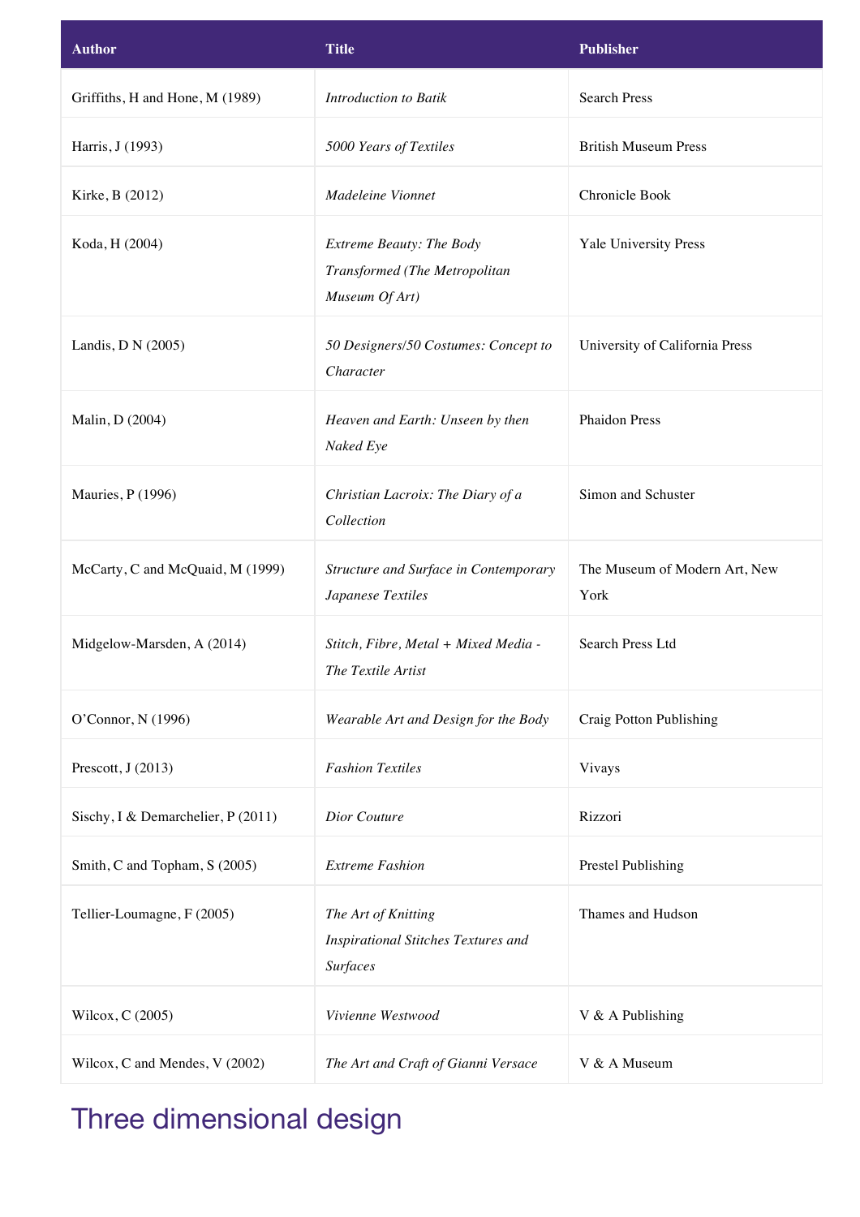| Author | Title | Publisher |
| --- | --- | --- |
| Griffiths, H and Hone, M (1989) | *Introduction to Batik* | Search Press |
| Harris, J (1993) | *5000 Years of Textiles* | British Museum Press |
| Kirke, B (2012) | *Madeleine Vionnet* | Chronicle Book |
| Koda, H (2004) | *Extreme Beauty: The Body Transformed (The Metropolitan Museum Of Art)* | Yale University Press |
| Landis, D N (2005) | *50 Designers/50 Costumes: Concept to Character* | University of California Press |
| Malin, D (2004) | *Heaven and Earth: Unseen by then Naked Eye* | Phaidon Press |
| Mauries, P (1996) | *Christian Lacroix: The Diary of a Collection* | Simon and Schuster |
| McCarty, C and McQuaid, M (1999) | *Structure and Surface in Contemporary Japanese Textiles* | The Museum of Modern Art, New York |
| Midgelow-Marsden, A (2014) | *Stitch, Fibre, Metal + Mixed Media - The Textile Artist* | Search Press Ltd |
| O'Connor, N (1996) | *Wearable Art and Design for the Body* | Craig Potton Publishing |
| Prescott, J (2013) | *Fashion Textiles* | Vivays |
| Sischy, I & Demarchelier, P (2011) | *Dior Couture* | Rizzori |
| Smith, C and Topham, S (2005) | *Extreme Fashion* | Prestel Publishing |
| Tellier-Loumagne, F (2005) | *The Art of Knitting Inspirational Stitches Textures and Surfaces* | Thames and Hudson |
| Wilcox, C (2005) | *Vivienne Westwood* | V & A Publishing |
| Wilcox, C and Mendes, V (2002) | *The Art and Craft of Gianni Versace* | V & A Museum |

## Three dimensional design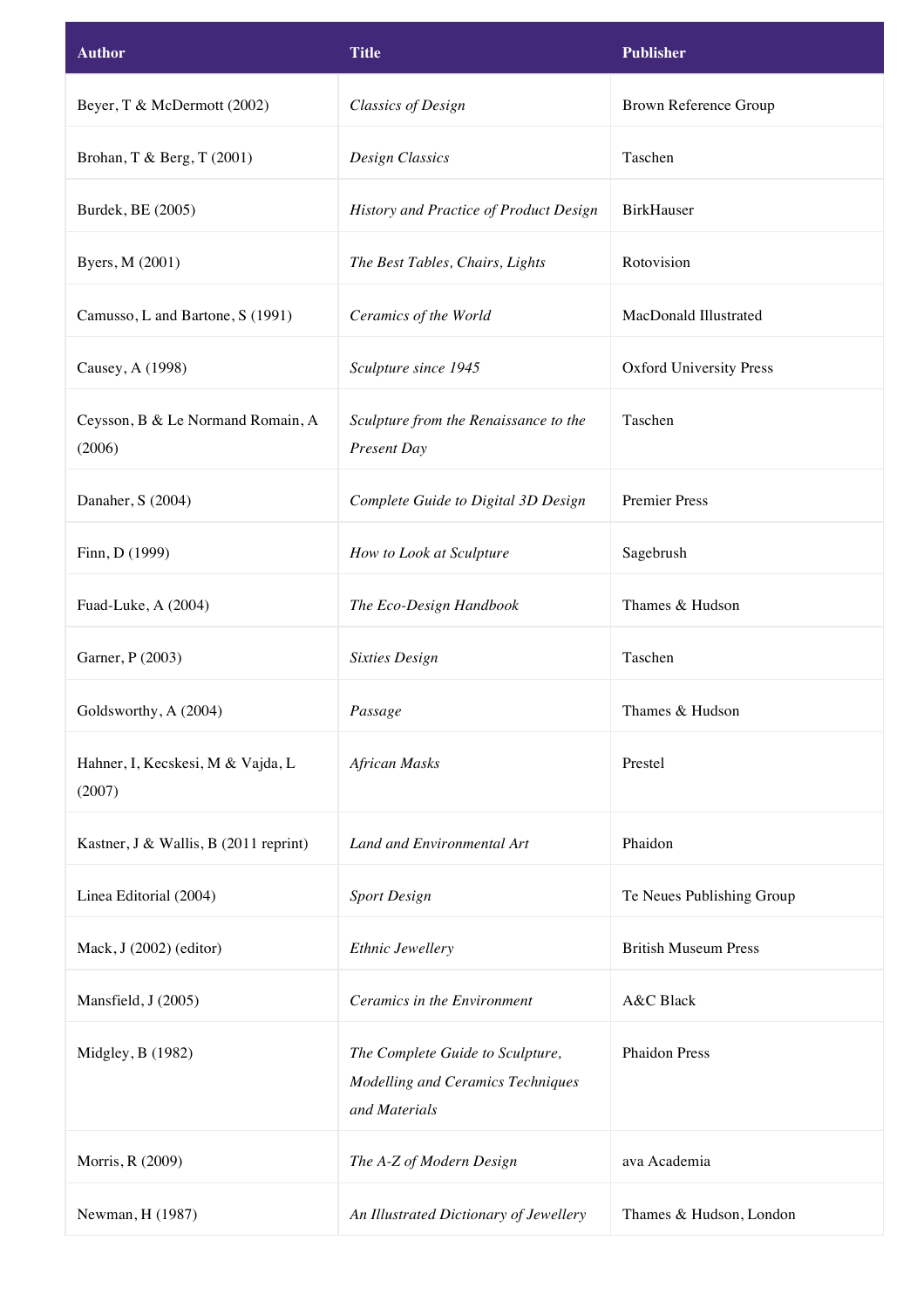| Author | Title | Publisher |
|---|---|---|
| Beyer, T & McDermott (2002) | *Classics of Design* | Brown Reference Group |
| Brohan, T & Berg, T (2001) | *Design Classics* | Taschen |
| Burdek, BE (2005) | *History and Practice of Product Design* | BirkHauser |
| Byers, M (2001) | *The Best Tables, Chairs, Lights* | Rotovision |
| Camusso, L and Bartone, S (1991) | *Ceramics of the World* | MacDonald Illustrated |
| Causey, A (1998) | *Sculpture since 1945* | Oxford University Press |
| Ceysson, B & Le Normand Romain, A (2006) | *Sculpture from the Renaissance to the Present Day* | Taschen |
| Danaher, S (2004) | *Complete Guide to Digital 3D Design* | Premier Press |
| Finn, D (1999) | *How to Look at Sculpture* | Sagebrush |
| Fuad-Luke, A (2004) | *The Eco-Design Handbook* | Thames & Hudson |
| Garner, P (2003) | *Sixties Design* | Taschen |
| Goldsworthy, A (2004) | *Passage* | Thames & Hudson |
| Hahner, I, Kecskesi, M & Vajda, L (2007) | *African Masks* | Prestel |
| Kastner, J & Wallis, B (2011 reprint) | *Land and Environmental Art* | Phaidon |
| Linea Editorial (2004) | *Sport Design* | Te Neues Publishing Group |
| Mack, J (2002) (editor) | *Ethnic Jewellery* | British Museum Press |
| Mansfield, J (2005) | *Ceramics in the Environment* | A&C Black |
| Midgley, B (1982) | *The Complete Guide to Sculpture, Modelling and Ceramics Techniques and Materials* | Phaidon Press |
| Morris, R (2009) | *The A-Z of Modern Design* | ava Academia |
| Newman, H (1987) | *An Illustrated Dictionary of Jewellery* | Thames & Hudson, London |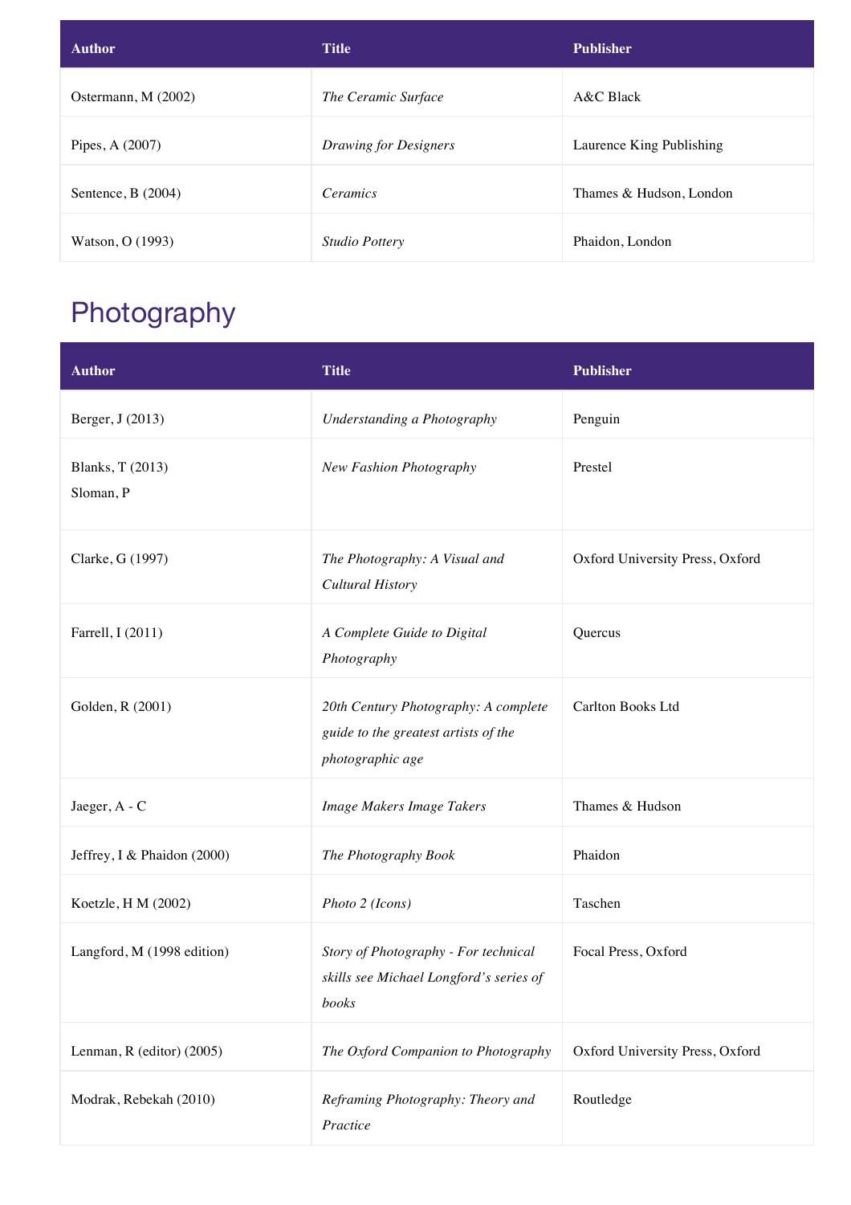| Author | Title | Publisher |
| --- | --- | --- |
| Ostermann, M (2002) | *The Ceramic Surface* | A&C Black |
| Pipes, A (2007) | *Drawing for Designers* | Laurence King Publishing |
| Sentence, B (2004) | *Ceramics* | Thames & Hudson, London |
| Watson, O (1993) | *Studio Pottery* | Phaidon, London |

## Photography

| Author | Title | Publisher |
| --- | --- | --- |
| Berger, J (2013) | *Understanding a Photography* | Penguin |
| Blanks, T (2013)<br>Sloman, P | *New Fashion Photography* | Prestel |
| Clarke, G (1997) | *The Photography: A Visual and Cultural History* | Oxford University Press, Oxford |
| Farrell, I (2011) | *A Complete Guide to Digital Photography* | Quercus |
| Golden, R (2001) | *20th Century Photography: A complete guide to the greatest artists of the photographic age* | Carlton Books Ltd |
| Jaeger, A - C | *Image Makers Image Takers* | Thames & Hudson |
| Jeffrey, I & Phaidon (2000) | *The Photography Book* | Phaidon |
| Koetzle, H M (2002) | *Photo 2 (Icons)* | Taschen |
| Langford, M (1998 edition) | *Story of Photography - For technical skills see Michael Longford's series of books* | Focal Press, Oxford |
| Lenman, R (editor) (2005) | *The Oxford Companion to Photography* | Oxford University Press, Oxford |
| Modrak, Rebekah (2010) | *Reframing Photography: Theory and Practice* | Routledge |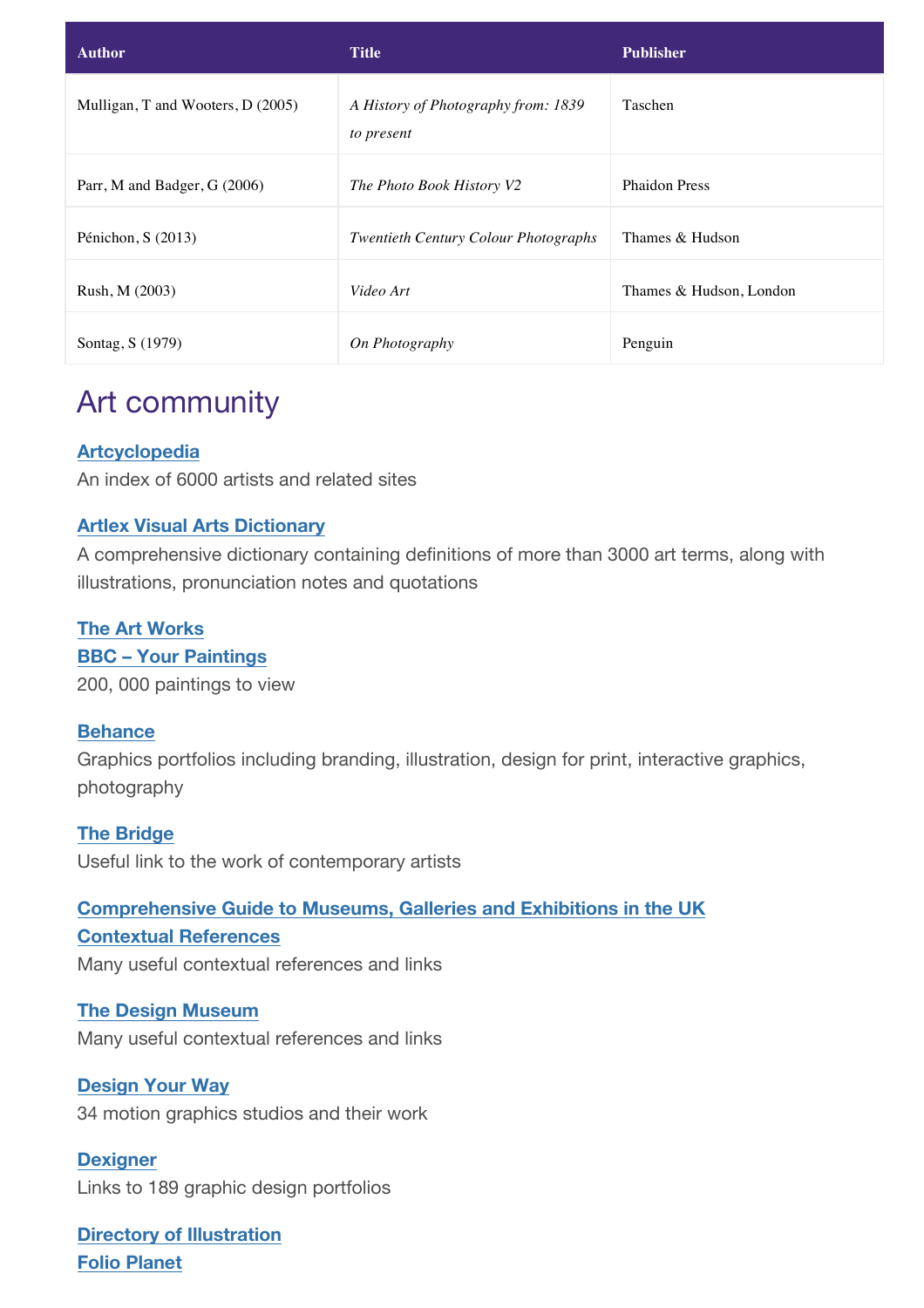| Author | Title | Publisher |
| --- | --- | --- |
| Mulligan, T and Wooters, D (2005) | *A History of Photography from: 1839 to present* | Taschen |
| Parr, M and Badger, G (2006) | *The Photo Book History V2* | Phaidon Press |
| Pénichon, S (2013) | *Twentieth Century Colour Photographs* | Thames & Hudson |
| Rush, M (2003) | *Video Art* | Thames & Hudson, London |
| Sontag, S (1979) | *On Photography* | Penguin |

## Art community

**Artcyclopedia**
An index of 6000 artists and related sites

**Artlex Visual Arts Dictionary**
A comprehensive dictionary containing definitions of more than 3000 art terms, along with illustrations, pronunciation notes and quotations

**The Art Works**
**BBC – Your Paintings**
200, 000 paintings to view

**Behance**
Graphics portfolios including branding, illustration, design for print, interactive graphics, photography

**The Bridge**
Useful link to the work of contemporary artists

**Comprehensive Guide to Museums, Galleries and Exhibitions in the UK**
**Contextual References**
Many useful contextual references and links

**The Design Museum**
Many useful contextual references and links

**Design Your Way**
34 motion graphics studios and their work

**Dexigner**
Links to 189 graphic design portfolios

**Directory of Illustration**
**Folio Planet**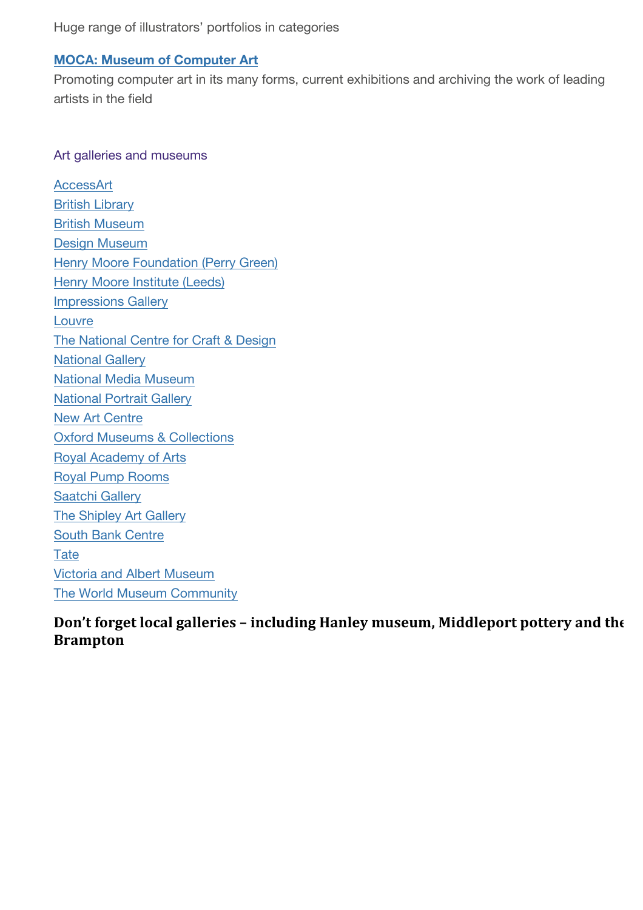Huge range of illustrators' portfolios in categories

**MOCA: Museum of Computer Art**

Promoting computer art in its many forms, current exhibitions and archiving the work of leading artists in the field

Art galleries and museums

AccessArt
British Library
British Museum
Design Museum
Henry Moore Foundation (Perry Green)
Henry Moore Institute (Leeds)
Impressions Gallery
Louvre
The National Centre for Craft & Design
National Gallery
National Media Museum
National Portrait Gallery
New Art Centre
Oxford Museums & Collections
Royal Academy of Arts
Royal Pump Rooms
Saatchi Gallery
The Shipley Art Gallery
South Bank Centre
Tate
Victoria and Albert Museum
The World Museum Community

**Don't forget local galleries – including Hanley museum, Middleport pottery and the Brampton**